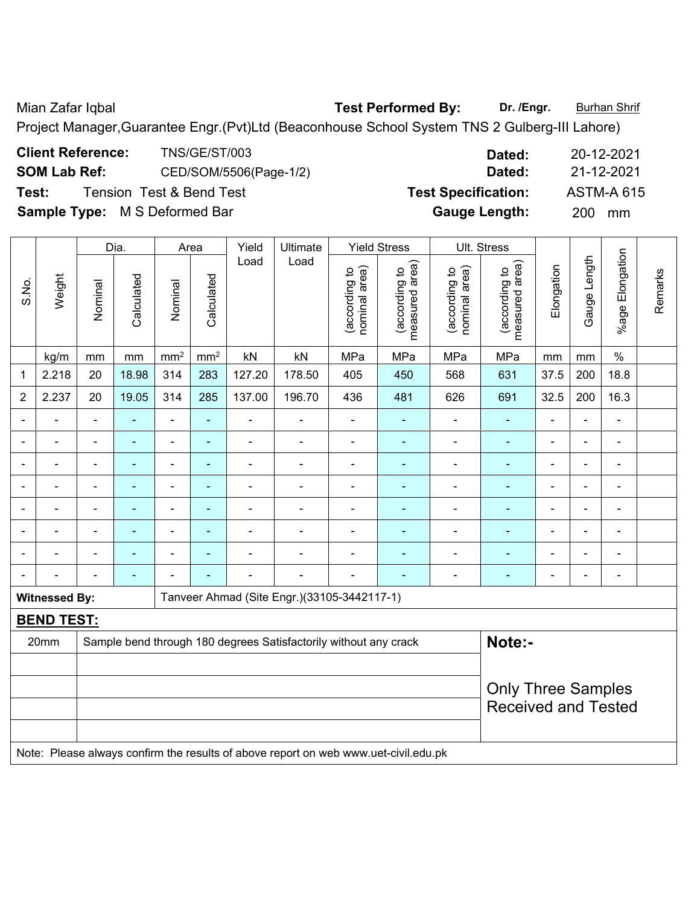Mian Zafar Iqbal **Test Performed By:** **Dr. /Engr.** Burhan Shrif

Project Manager,Guarantee Engr.(Pvt)Ltd (Beaconhouse School System TNS 2 Gulberg-III Lahore)

**Client Reference:** TNS/GE/ST/003 **Dated:** 20-12-2021

**SOM Lab Ref:** CED/SOM/5506(Page-1/2) **Dated:** 21-12-2021

**Test:** Tension Test & Bend Test **Test Specification:** ASTM-A 615

**Sample Type:** M S Deformed Bar **Gauge Length:** 200 mm

| S.No. | Weight | Dia. | | Area | | Yield Load | Ultimate Load | Yield Stress | | Ult. Stress | | Elongation | Gauge Length | %age Elongation | Remarks |
|---|---|---|---|---|---|---|---|---|---|---|---|---|---|---|---|
| | | Nominal | Calculated | Nominal | Calculated | | | (according to nominal area) | (according to measured area) | (according to nominal area) | (according to measured area) | | | | |
| | kg/m | mm | mm | mm² | mm² | kN | kN | MPa | MPa | MPa | MPa | mm | mm | % | |
| 1 | 2.218 | 20 | 18.98 | 314 | 283 | 127.20 | 178.50 | 405 | 450 | 568 | 631 | 37.5 | 200 | 18.8 | |
| 2 | 2.237 | 20 | 19.05 | 314 | 285 | 137.00 | 196.70 | 436 | 481 | 626 | 691 | 32.5 | 200 | 16.3 | |
| - | - | - | - | - | - | - | - | - | - | - | - | - | - | - | |
| - | - | - | - | - | - | - | - | - | - | - | - | - | - | - | |
| - | - | - | - | - | - | - | - | - | - | - | - | - | - | - | |
| - | - | - | - | - | - | - | - | - | - | - | - | - | - | - | |
| - | - | - | - | - | - | - | - | - | - | - | - | - | - | - | |
| - | - | - | - | - | - | - | - | - | - | - | - | - | - | - | |
| - | - | - | - | - | - | - | - | - | - | - | - | - | - | - | |
| - | - | - | - | - | - | - | - | - | - | - | - | - | - | - | |

**Witnessed By:** Tanveer Ahmad (Site Engr.)(33105-3442117-1)

**BEND TEST:**

| | |
|---|---|
| 20mm | Sample bend through 180 degrees Satisfactorily without any crack |

**Note:-**

Only Three Samples Received and Tested

Note: Please always confirm the results of above report on web www.uet-civil.edu.pk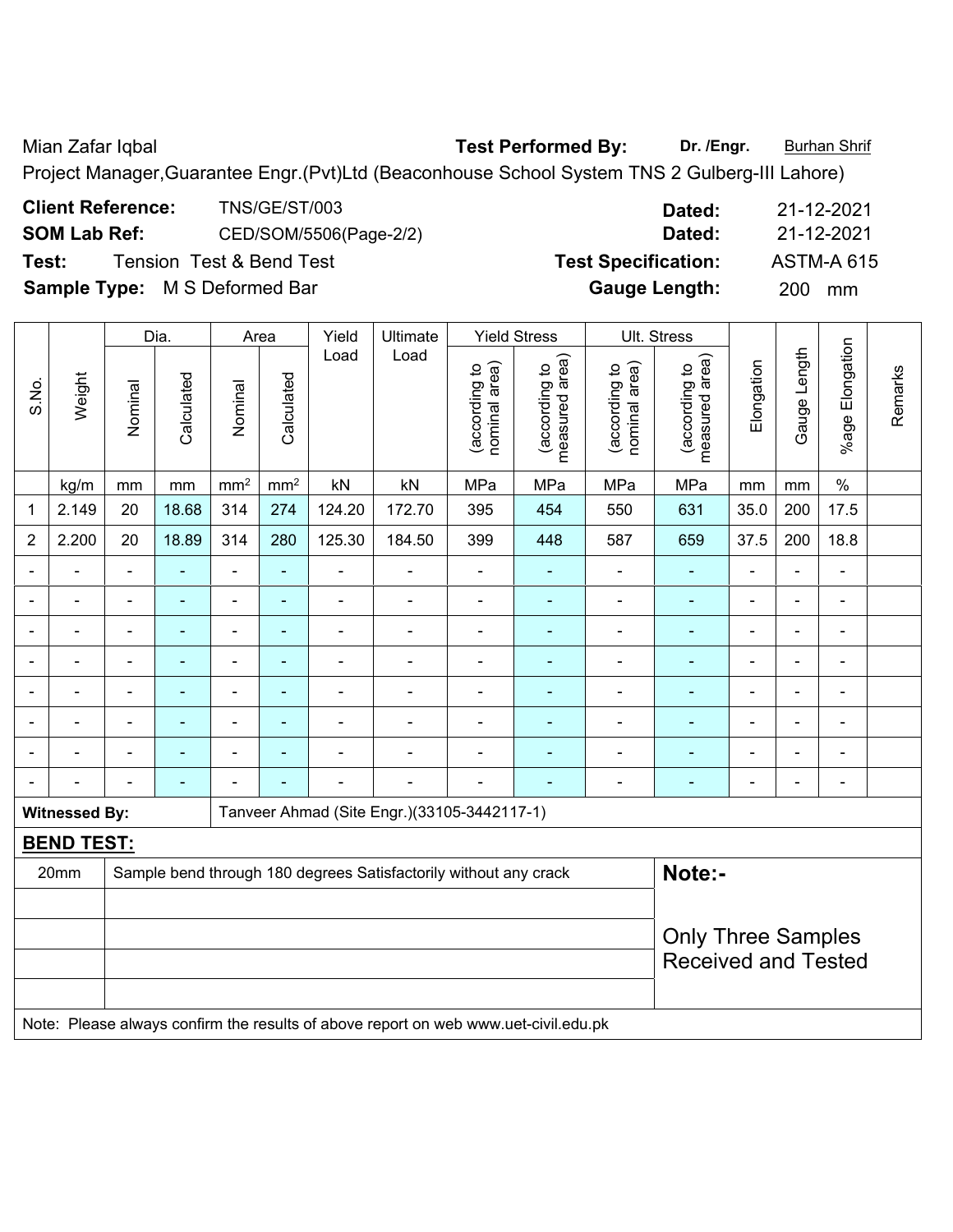Mian Zafar Iqbal **Test Performed By:** **Dr. /Engr.** Burhan Shrif

Project Manager,Guarantee Engr.(Pvt)Ltd (Beaconhouse School System TNS 2 Gulberg-III Lahore)

**Client Reference:** TNS/GE/ST/003 **Dated:** 21-12-2021

**SOM Lab Ref:** CED/SOM/5506(Page-2/2) **Dated:** 21-12-2021

**Test:** Tension Test & Bend Test **Test Specification:** ASTM-A 615

**Sample Type:** M S Deformed Bar **Gauge Length:** 200 mm

| S.No. | Weight | Dia. | | Area | | Yield Load | Ultimate Load | Yield Stress | | Ult. Stress | | Elongation | Gauge Length | %age Elongation | Remarks |
|---|---|---|---|---|---|---|---|---|---|---|---|---|---|---|---|
| | | Nominal | Calculated | Nominal | Calculated | | | (according to nominal area) | (according to measured area) | (according to nominal area) | (according to measured area) | | | | |
| | kg/m | mm | mm | mm$^2$ | mm$^2$ | kN | kN | MPa | MPa | MPa | MPa | mm | mm | % | |
| 1 | 2.149 | 20 | 18.68 | 314 | 274 | 124.20 | 172.70 | 395 | 454 | 550 | 631 | 35.0 | 200 | 17.5 | |
| 2 | 2.200 | 20 | 18.89 | 314 | 280 | 125.30 | 184.50 | 399 | 448 | 587 | 659 | 37.5 | 200 | 18.8 | |
| - | - | - | - | - | - | - | - | - | - | - | - | - | - | - | |
| - | - | - | - | - | - | - | - | - | - | - | - | - | - | - | |
| - | - | - | - | - | - | - | - | - | - | - | - | - | - | - | |
| - | - | - | - | - | - | - | - | - | - | - | - | - | - | - | |
| - | - | - | - | - | - | - | - | - | - | - | - | - | - | - | |
| - | - | - | - | - | - | - | - | - | - | - | - | - | - | - | |
| - | - | - | - | - | - | - | - | - | - | - | - | - | - | - | |
| - | - | - | - | - | - | - | - | - | - | - | - | - | - | - | |

**Witnessed By:** Tanveer Ahmad (Site Engr.)(33105-3442117-1)

**BEND TEST:**

| | | |
|---|---|---|
| 20mm | Sample bend through 180 degrees Satisfactorily without any crack | **Note:-** Only Three Samples Received and Tested |
| | | |
| | | |
| | | |
| | | |

Note: Please always confirm the results of above report on web www.uet-civil.edu.pk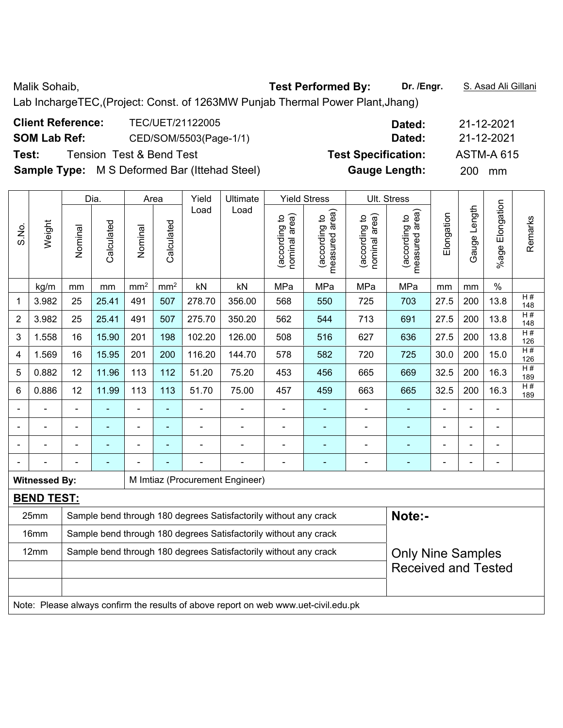Malik Sohaib, **Test Performed By:** **Dr. /Engr.** S. Asad Ali Gillani

Lab InchargeTEC,(Project: Const. of 1263MW Punjab Thermal Power Plant,Jhang)

**Client Reference:** TEC/UET/21122005 **Dated:** 21-12-2021

**SOM Lab Ref:** CED/SOM/5503(Page-1/1) **Dated:** 21-12-2021

**Test:** Tension Test & Bend Test **Test Specification:** ASTM-A 615

**Sample Type:** M S Deformed Bar (Ittehad Steel) **Gauge Length:** 200 mm

| S.No. | Weight | Dia. | | Area | | Yield Load | Ultimate Load | Yield Stress | | Ult. Stress | | Elongation | Gauge Length | %age Elongation | Remarks |
|---|---|---|---|---|---|---|---|---|---|---|---|---|---|---|---|
| | | Nominal | Calculated | Nominal | Calculated | | | (according to nominal area) | (according to measured area) | (according to nominal area) | (according to measured area) | | | | |
| | kg/m | mm | mm | mm² | mm² | kN | kN | MPa | MPa | MPa | MPa | mm | mm | % | |
| 1 | 3.982 | 25 | 25.41 | 491 | 507 | 278.70 | 356.00 | 568 | 550 | 725 | 703 | 27.5 | 200 | 13.8 | H # 148 |
| 2 | 3.982 | 25 | 25.41 | 491 | 507 | 275.70 | 350.20 | 562 | 544 | 713 | 691 | 27.5 | 200 | 13.8 | H # 148 |
| 3 | 1.558 | 16 | 15.90 | 201 | 198 | 102.20 | 126.00 | 508 | 516 | 627 | 636 | 27.5 | 200 | 13.8 | H # 126 |
| 4 | 1.569 | 16 | 15.95 | 201 | 200 | 116.20 | 144.70 | 578 | 582 | 720 | 725 | 30.0 | 200 | 15.0 | H # 126 |
| 5 | 0.882 | 12 | 11.96 | 113 | 112 | 51.20 | 75.20 | 453 | 456 | 665 | 669 | 32.5 | 200 | 16.3 | H # 189 |
| 6 | 0.886 | 12 | 11.99 | 113 | 113 | 51.70 | 75.00 | 457 | 459 | 663 | 665 | 32.5 | 200 | 16.3 | H # 189 |
| - | - | - | - | - | - | - | - | - | - | - | - | - | - | - | |
| - | - | - | - | - | - | - | - | - | - | - | - | - | - | - | |
| - | - | - | - | - | - | - | - | - | - | - | - | - | - | - | |
| - | - | - | - | - | - | - | - | - | - | - | - | - | - | - | |

**Witnessed By:** M Imtiaz (Procurement Engineer)

**BEND TEST:**

| | | |
|---|---|---|
| 25mm | Sample bend through 180 degrees Satisfactorily without any crack | **Note:-** |
| 16mm | Sample bend through 180 degrees Satisfactorily without any crack | |
| 12mm | Sample bend through 180 degrees Satisfactorily without any crack | Only Nine Samples Received and Tested |

Note: Please always confirm the results of above report on web www.uet-civil.edu.pk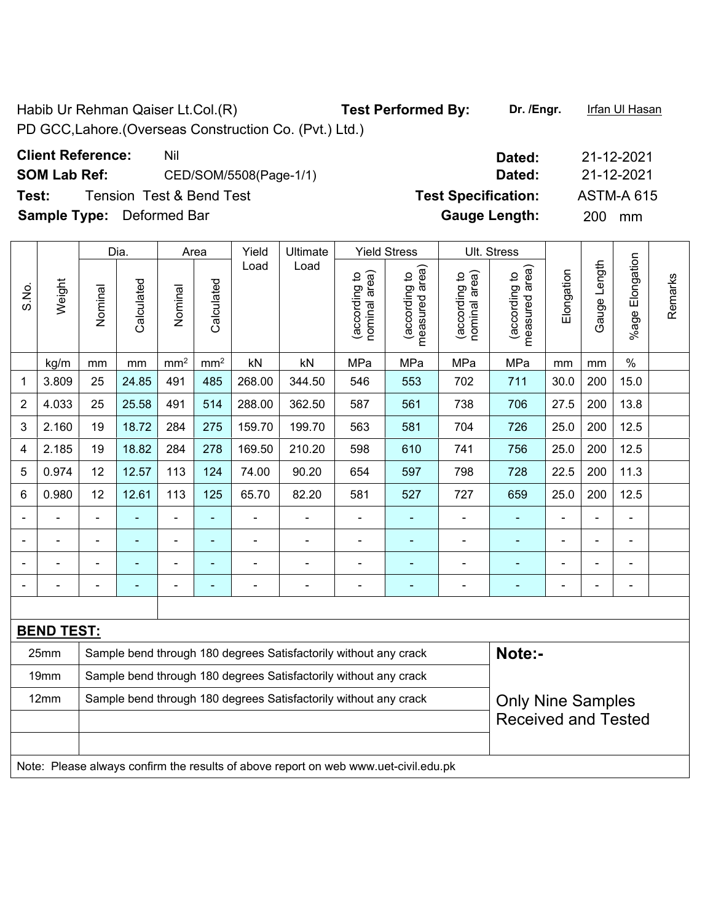Habib Ur Rehman Qaiser Lt.Col.(R)
PD GCC,Lahore.(Overseas Construction Co. (Pvt.) Ltd.)

**Test Performed By:** **Dr. /Engr.** Irfan Ul Hasan

**Client Reference:** Nil **Dated:** 21-12-2021

**SOM Lab Ref:** CED/SOM/5508(Page-1/1) **Dated:** 21-12-2021

**Test:** Tension Test & Bend Test **Test Specification:** ASTM-A 615

**Sample Type:** Deformed Bar **Gauge Length:** 200 mm

| S.No. | Weight | Dia. | | Area | | Yield Load | Ultimate Load | Yield Stress | | Ult. Stress | | Elongation | Gauge Length | %age Elongation | Remarks |
|---|---|---|---|---|---|---|---|---|---|---|---|---|---|---|---|
| | | Nominal | Calculated | Nominal | Calculated | | | (according to nominal area) | (according to measured area) | (according to nominal area) | (according to measured area) | | | | |
| | kg/m | mm | mm | mm² | mm² | kN | kN | MPa | MPa | MPa | MPa | mm | mm | % | |
| 1 | 3.809 | 25 | 24.85 | 491 | 485 | 268.00 | 344.50 | 546 | 553 | 702 | 711 | 30.0 | 200 | 15.0 | |
| 2 | 4.033 | 25 | 25.58 | 491 | 514 | 288.00 | 362.50 | 587 | 561 | 738 | 706 | 27.5 | 200 | 13.8 | |
| 3 | 2.160 | 19 | 18.72 | 284 | 275 | 159.70 | 199.70 | 563 | 581 | 704 | 726 | 25.0 | 200 | 12.5 | |
| 4 | 2.185 | 19 | 18.82 | 284 | 278 | 169.50 | 210.20 | 598 | 610 | 741 | 756 | 25.0 | 200 | 12.5 | |
| 5 | 0.974 | 12 | 12.57 | 113 | 124 | 74.00 | 90.20 | 654 | 597 | 798 | 728 | 22.5 | 200 | 11.3 | |
| 6 | 0.980 | 12 | 12.61 | 113 | 125 | 65.70 | 82.20 | 581 | 527 | 727 | 659 | 25.0 | 200 | 12.5 | |
| - | - | - | - | - | - | - | - | - | - | - | - | - | - | - | |
| - | - | - | - | - | - | - | - | - | - | - | - | - | - | - | |
| - | - | - | - | - | - | - | - | - | - | - | - | - | - | - | |
| - | - | - | - | - | - | - | - | - | - | - | - | - | - | - | |

**BEND TEST:**

| Size | Result |
|---|---|
| 25mm | Sample bend through 180 degrees Satisfactorily without any crack |
| 19mm | Sample bend through 180 degrees Satisfactorily without any crack |
| 12mm | Sample bend through 180 degrees Satisfactorily without any crack |

**Note:-**

Only Nine Samples Received and Tested

Note: Please always confirm the results of above report on web www.uet-civil.edu.pk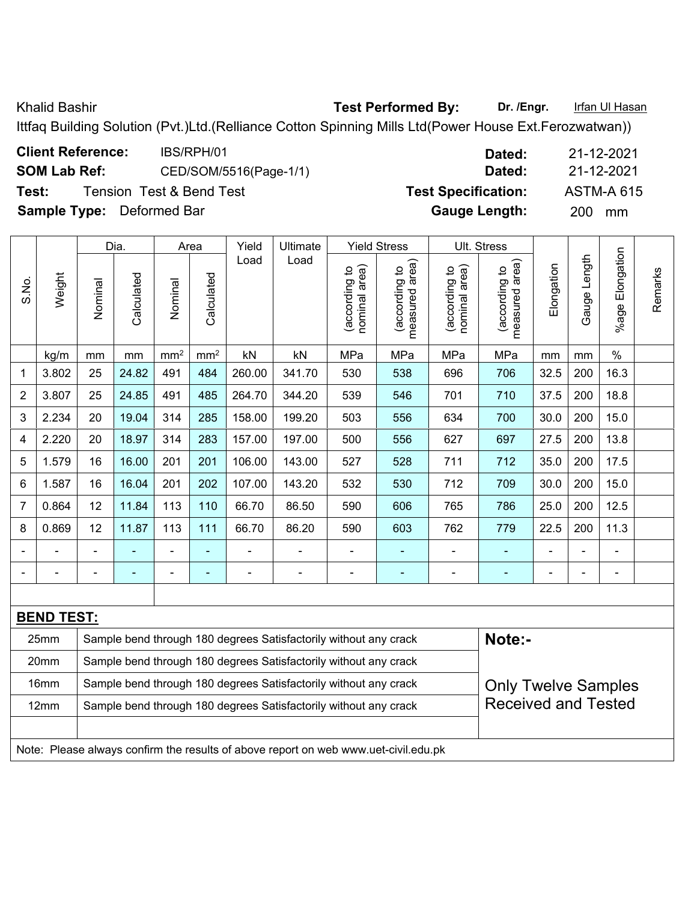Khalid Bashir **Test Performed By:** **Dr. /Engr.** Irfan Ul Hasan

Ittfaq Building Solution (Pvt.)Ltd.(Relliance Cotton Spinning Mills Ltd(Power House Ext.Ferozwatwan))

**Client Reference:** IBS/RPH/01 **Dated:** 21-12-2021

**SOM Lab Ref:** CED/SOM/5516(Page-1/1) **Dated:** 21-12-2021

**Test:** Tension Test & Bend Test **Test Specification:** ASTM-A 615

**Sample Type:** Deformed Bar **Gauge Length:** 200 mm

| S.No. | Weight | Dia. | | Area | | Yield Load | Ultimate Load | Yield Stress | | Ult. Stress | | Elongation | Gauge Length | %age Elongation | Remarks |
|---|---|---|---|---|---|---|---|---|---|---|---|---|---|---|---|
| | | Nominal | Calculated | Nominal | Calculated | | | (according to nominal area) | (according to measured area) | (according to nominal area) | (according to measured area) | | | | |
| | kg/m | mm | mm | mm² | mm² | kN | kN | MPa | MPa | MPa | MPa | mm | mm | % | |
| 1 | 3.802 | 25 | 24.82 | 491 | 484 | 260.00 | 341.70 | 530 | 538 | 696 | 706 | 32.5 | 200 | 16.3 | |
| 2 | 3.807 | 25 | 24.85 | 491 | 485 | 264.70 | 344.20 | 539 | 546 | 701 | 710 | 37.5 | 200 | 18.8 | |
| 3 | 2.234 | 20 | 19.04 | 314 | 285 | 158.00 | 199.20 | 503 | 556 | 634 | 700 | 30.0 | 200 | 15.0 | |
| 4 | 2.220 | 20 | 18.97 | 314 | 283 | 157.00 | 197.00 | 500 | 556 | 627 | 697 | 27.5 | 200 | 13.8 | |
| 5 | 1.579 | 16 | 16.00 | 201 | 201 | 106.00 | 143.00 | 527 | 528 | 711 | 712 | 35.0 | 200 | 17.5 | |
| 6 | 1.587 | 16 | 16.04 | 201 | 202 | 107.00 | 143.20 | 532 | 530 | 712 | 709 | 30.0 | 200 | 15.0 | |
| 7 | 0.864 | 12 | 11.84 | 113 | 110 | 66.70 | 86.50 | 590 | 606 | 765 | 786 | 25.0 | 200 | 12.5 | |
| 8 | 0.869 | 12 | 11.87 | 113 | 111 | 66.70 | 86.20 | 590 | 603 | 762 | 779 | 22.5 | 200 | 11.3 | |
| - | - | - | - | - | - | - | - | - | - | - | - | - | - | - | |
| - | - | - | - | - | - | - | - | - | - | - | - | - | - | - | |

**BEND TEST:**

| Size | Result |
|---|---|
| 25mm | Sample bend through 180 degrees Satisfactorily without any crack |
| 20mm | Sample bend through 180 degrees Satisfactorily without any crack |
| 16mm | Sample bend through 180 degrees Satisfactorily without any crack |
| 12mm | Sample bend through 180 degrees Satisfactorily without any crack |

**Note:-**

Only Twelve Samples Received and Tested

Note: Please always confirm the results of above report on web www.uet-civil.edu.pk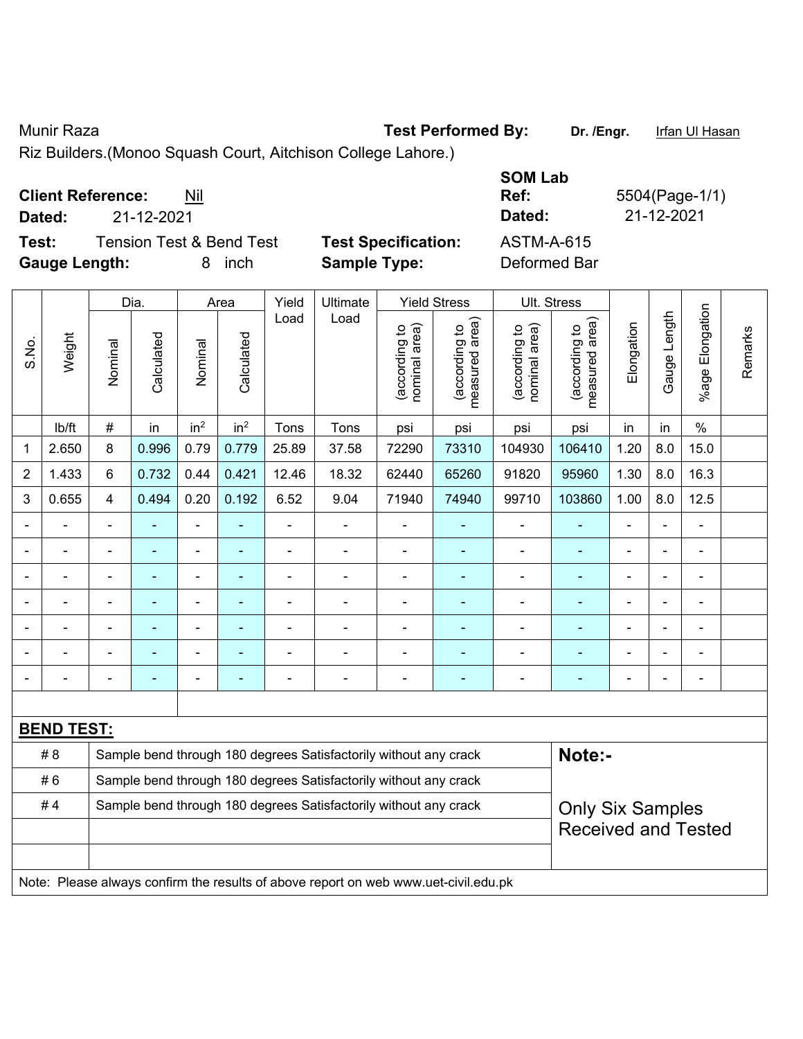Munir Raza

**Test Performed By:** **Dr. /Engr.** Irfan Ul Hasan

Riz Builders.(Monoo Squash Court, Aitchison College Lahore.)

**SOM Lab**

**Client Reference:** Nil

**Ref:** 5504(Page-1/1)

**Dated:** 21-12-2021

**Dated:** 21-12-2021

**Test:** Tension Test & Bend Test

**Test Specification:** ASTM-A-615

**Gauge Length:** 8 inch

**Sample Type:** Deformed Bar

| S.No. | Weight | Dia. | | Area | | Yield Load | Ultimate Load | Yield Stress | | Ult. Stress | | Elongation | Gauge Length | %age Elongation | Remarks |
|---|---|---|---|---|---|---|---|---|---|---|---|---|---|---|---|
| | | Nominal | Calculated | Nominal | Calculated | | | (according to nominal area) | (according to measured area) | (according to nominal area) | (according to measured area) | | | | |
| | lb/ft | # | in | $in^2$ | $in^2$ | Tons | Tons | psi | psi | psi | psi | in | in | % | |
| 1 | 2.650 | 8 | 0.996 | 0.79 | 0.779 | 25.89 | 37.58 | 72290 | 73310 | 104930 | 106410 | 1.20 | 8.0 | 15.0 | |
| 2 | 1.433 | 6 | 0.732 | 0.44 | 0.421 | 12.46 | 18.32 | 62440 | 65260 | 91820 | 95960 | 1.30 | 8.0 | 16.3 | |
| 3 | 0.655 | 4 | 0.494 | 0.20 | 0.192 | 6.52 | 9.04 | 71940 | 74940 | 99710 | 103860 | 1.00 | 8.0 | 12.5 | |
| - | - | - | - | - | - | - | - | - | - | - | - | - | - | - | |
| - | - | - | - | - | - | - | - | - | - | - | - | - | - | - | |
| - | - | - | - | - | - | - | - | - | - | - | - | - | - | - | |
| - | - | - | - | - | - | - | - | - | - | - | - | - | - | - | |
| - | - | - | - | - | - | - | - | - | - | - | - | - | - | - | |
| - | - | - | - | - | - | - | - | - | - | - | - | - | - | - | |
| - | - | - | - | - | - | - | - | - | - | - | - | - | - | - | |

**BEND TEST:**

| | |
|---|---|
| # 8 | Sample bend through 180 degrees Satisfactorily without any crack |
| # 6 | Sample bend through 180 degrees Satisfactorily without any crack |
| # 4 | Sample bend through 180 degrees Satisfactorily without any crack |

**Note:-**

Only Six Samples Received and Tested

Note: Please always confirm the results of above report on web www.uet-civil.edu.pk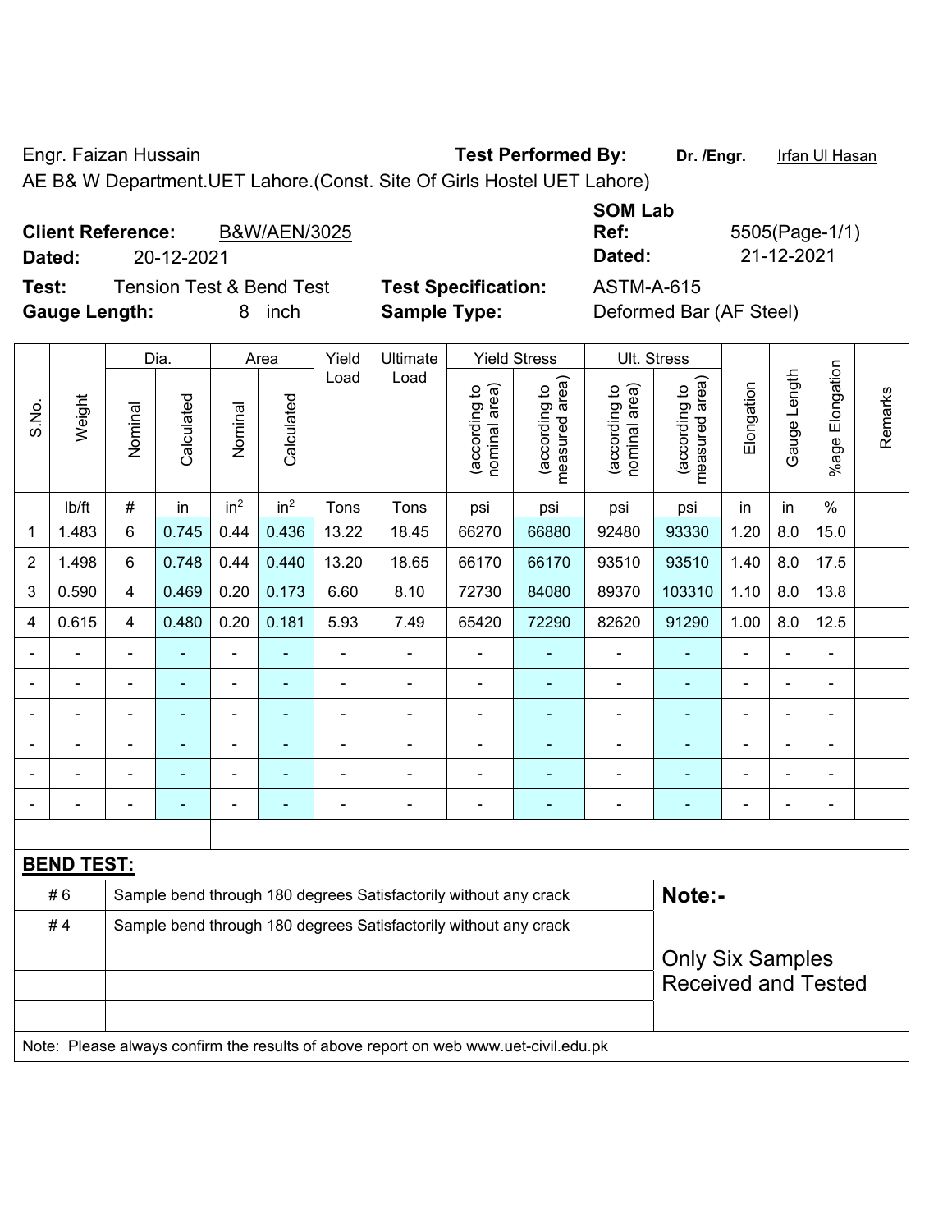Engr. Faizan Hussain

AE B& W Department.UET Lahore.(Const. Site Of Girls Hostel UET Lahore)

**Test Performed By:** Dr. /Engr. Irfan Ul Hasan

**Client Reference:** B&W/AEN/3025

**Dated:** 20-12-2021

**SOM Lab Ref:** 5505(Page-1/1)

**Dated:** 21-12-2021

**Test:** Tension Test & Bend Test

**Test Specification:** ASTM-A-615

**Gauge Length:** 8 inch

**Sample Type:** Deformed Bar (AF Steel)

| S.No. | Weight | Dia. | | Area | | Yield Load | Ultimate Load | Yield Stress | | Ult. Stress | | Elongation | Gauge Length | %age Elongation | Remarks |
|---|---|---|---|---|---|---|---|---|---|---|---|---|---|---|---|
| | | Nominal | Calculated | Nominal | Calculated | | | (according to nominal area) | (according to measured area) | (according to nominal area) | (according to measured area) | | | | |
| | lb/ft | # | in | $in^2$ | $in^2$ | Tons | Tons | psi | psi | psi | psi | in | in | % | |
| 1 | 1.483 | 6 | 0.745 | 0.44 | 0.436 | 13.22 | 18.45 | 66270 | 66880 | 92480 | 93330 | 1.20 | 8.0 | 15.0 | |
| 2 | 1.498 | 6 | 0.748 | 0.44 | 0.440 | 13.20 | 18.65 | 66170 | 66170 | 93510 | 93510 | 1.40 | 8.0 | 17.5 | |
| 3 | 0.590 | 4 | 0.469 | 0.20 | 0.173 | 6.60 | 8.10 | 72730 | 84080 | 89370 | 103310 | 1.10 | 8.0 | 13.8 | |
| 4 | 0.615 | 4 | 0.480 | 0.20 | 0.181 | 5.93 | 7.49 | 65420 | 72290 | 82620 | 91290 | 1.00 | 8.0 | 12.5 | |
| - | - | - | - | - | - | - | - | - | - | - | - | - | - | - | |
| - | - | - | - | - | - | - | - | - | - | - | - | - | - | - | |
| - | - | - | - | - | - | - | - | - | - | - | - | - | - | - | |
| - | - | - | - | - | - | - | - | - | - | - | - | - | - | - | |
| - | - | - | - | - | - | - | - | - | - | - | - | - | - | - | |
| - | - | - | - | - | - | - | - | - | - | - | - | - | - | - | |

**BEND TEST:**

| | | |
|---|---|---|
| # 6 | Sample bend through 180 degrees Satisfactorily without any crack | **Note:-** |
| # 4 | Sample bend through 180 degrees Satisfactorily without any crack | Only Six Samples Received and Tested |

Note: Please always confirm the results of above report on web www.uet-civil.edu.pk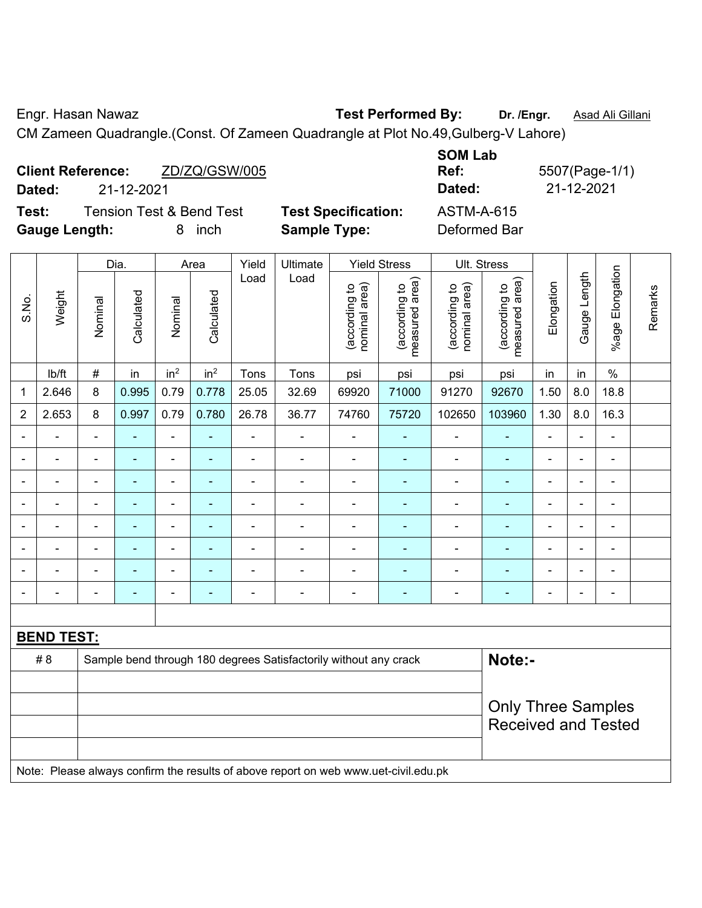Engr. Hasan Nawaz **Test Performed By:** **Dr. /Engr.** Asad Ali Gillani

CM Zameen Quadrangle.(Const. Of Zameen Quadrangle at Plot No.49,Gulberg-V Lahore)

**Client Reference:** ZD/ZQ/GSW/005
**Dated:** 21-12-2021

**SOM Lab Ref:** 5507(Page-1/1)
**Dated:** 21-12-2021

**Test:** Tension Test & Bend Test **Test Specification:** ASTM-A-615
**Gauge Length:** 8 inch **Sample Type:** Deformed Bar

| S.No. | Weight | Dia. | | Area | | Yield Load | Ultimate Load | Yield Stress | | Ult. Stress | | Elongation | Gauge Length | %age Elongation | Remarks |
|---|---|---|---|---|---|---|---|---|---|---|---|---|---|---|---|
| | | Nominal | Calculated | Nominal | Calculated | | | (according to nominal area) | (according to measured area) | (according to nominal area) | (according to measured area) | | | | |
| | lb/ft | # | in | $in^2$ | $in^2$ | Tons | Tons | psi | psi | psi | psi | in | in | % | |
| 1 | 2.646 | 8 | 0.995 | 0.79 | 0.778 | 25.05 | 32.69 | 69920 | 71000 | 91270 | 92670 | 1.50 | 8.0 | 18.8 | |
| 2 | 2.653 | 8 | 0.997 | 0.79 | 0.780 | 26.78 | 36.77 | 74760 | 75720 | 102650 | 103960 | 1.30 | 8.0 | 16.3 | |
| - | - | - | - | - | - | - | - | - | - | - | - | - | - | - | |
| - | - | - | - | - | - | - | - | - | - | - | - | - | - | - | |
| - | - | - | - | - | - | - | - | - | - | - | - | - | - | - | |
| - | - | - | - | - | - | - | - | - | - | - | - | - | - | - | |
| - | - | - | - | - | - | - | - | - | - | - | - | - | - | - | |
| - | - | - | - | - | - | - | - | - | - | - | - | - | - | - | |
| - | - | - | - | - | - | - | - | - | - | - | - | - | - | - | |
| - | - | - | - | - | - | - | - | - | - | - | - | - | - | - | |

**BEND TEST:**

| | | |
|---|---|---|
| # 8 | Sample bend through 180 degrees Satisfactorily without any crack | **Note:-** |
| | | Only Three Samples Received and Tested |

Note: Please always confirm the results of above report on web www.uet-civil.edu.pk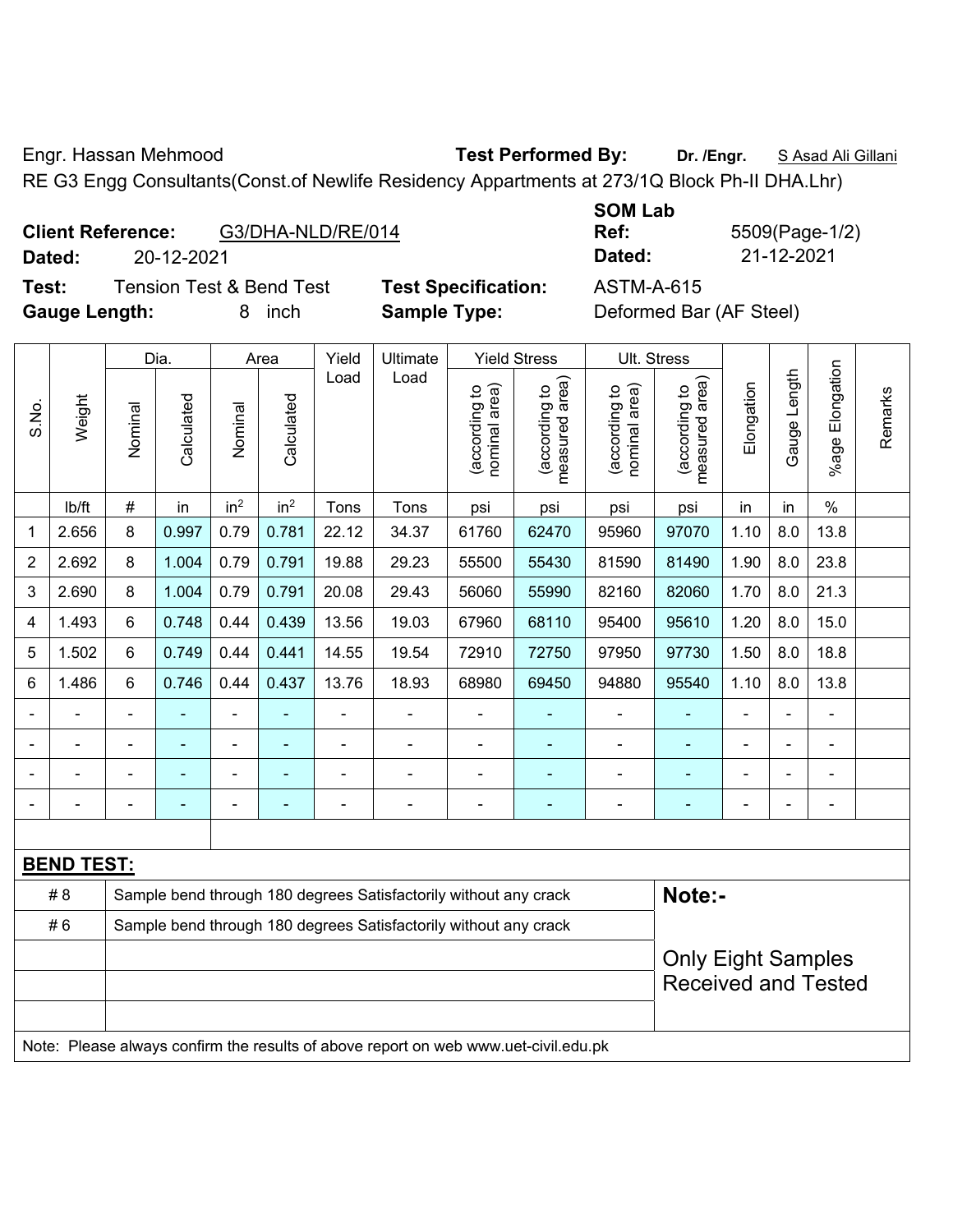Engr. Hassan Mehmood **Test Performed By:** **Dr. /Engr.** S Asad Ali Gillani

RE G3 Engg Consultants(Const.of Newlife Residency Appartments at 273/1Q Block Ph-II DHA.Lhr)

**Client Reference:** G3/DHA-NLD/RE/014 **SOM Lab Ref:** 5509(Page-1/2)

**Dated:** 20-12-2021 **Dated:** 21-12-2021

**Test:** Tension Test & Bend Test **Test Specification:** ASTM-A-615

**Gauge Length:** 8 inch **Sample Type:** Deformed Bar (AF Steel)

| S.No. | Weight | Dia. | | Area | | Yield Load | Ultimate Load | Yield Stress | | Ult. Stress | | Elongation | Gauge Length | %age Elongation | Remarks |
|---|---|---|---|---|---|---|---|---|---|---|---|---|---|---|---|
| | | Nominal | Calculated | Nominal | Calculated | | | (according to nominal area) | (according to measured area) | (according to nominal area) | (according to measured area) | | | | |
| | lb/ft | # | in | in$^2$ | in$^2$ | Tons | Tons | psi | psi | psi | psi | in | in | % | |
| 1 | 2.656 | 8 | 0.997 | 0.79 | 0.781 | 22.12 | 34.37 | 61760 | 62470 | 95960 | 97070 | 1.10 | 8.0 | 13.8 | |
| 2 | 2.692 | 8 | 1.004 | 0.79 | 0.791 | 19.88 | 29.23 | 55500 | 55430 | 81590 | 81490 | 1.90 | 8.0 | 23.8 | |
| 3 | 2.690 | 8 | 1.004 | 0.79 | 0.791 | 20.08 | 29.43 | 56060 | 55990 | 82160 | 82060 | 1.70 | 8.0 | 21.3 | |
| 4 | 1.493 | 6 | 0.748 | 0.44 | 0.439 | 13.56 | 19.03 | 67960 | 68110 | 95400 | 95610 | 1.20 | 8.0 | 15.0 | |
| 5 | 1.502 | 6 | 0.749 | 0.44 | 0.441 | 14.55 | 19.54 | 72910 | 72750 | 97950 | 97730 | 1.50 | 8.0 | 18.8 | |
| 6 | 1.486 | 6 | 0.746 | 0.44 | 0.437 | 13.76 | 18.93 | 68980 | 69450 | 94880 | 95540 | 1.10 | 8.0 | 13.8 | |
| - | - | - | - | - | - | - | - | - | - | - | - | - | - | - | |
| - | - | - | - | - | - | - | - | - | - | - | - | - | - | - | |
| - | - | - | - | - | - | - | - | - | - | - | - | - | - | - | |
| - | - | - | - | - | - | - | - | - | - | - | - | - | - | - | |

**BEND TEST:**

| | | |
|---|---|---|
| # 8 | Sample bend through 180 degrees Satisfactorily without any crack | **Note:-** |
| # 6 | Sample bend through 180 degrees Satisfactorily without any crack | |
| | | Only Eight Samples Received and Tested |

Note: Please always confirm the results of above report on web www.uet-civil.edu.pk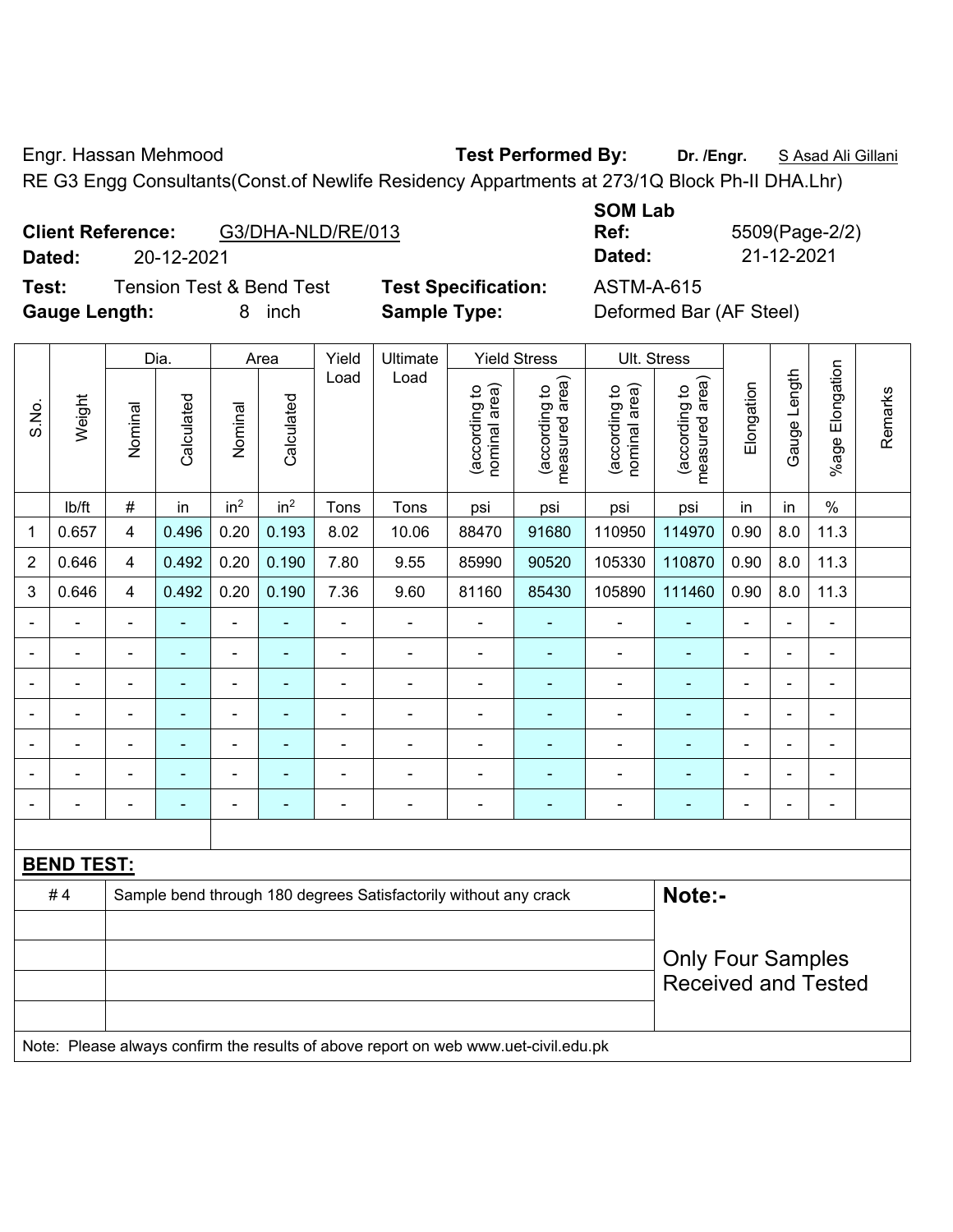Engr. Hassan Mehmood **Test Performed By:** **Dr. /Engr.** S Asad Ali Gillani

RE G3 Engg Consultants(Const.of Newlife Residency Appartments at 273/1Q Block Ph-II DHA.Lhr)

**Client Reference:** G3/DHA-NLD/RE/013

**Dated:** 20-12-2021

**SOM Lab Ref:** 5509(Page-2/2)

**Dated:** 21-12-2021

**Test:** Tension Test & Bend Test **Test Specification:** ASTM-A-615

**Gauge Length:** 8 inch **Sample Type:** Deformed Bar (AF Steel)

| S.No. | Weight | Dia. | | Area | | Yield Load | Ultimate Load | Yield Stress | | Ult. Stress | | Elongation | Gauge Length | %age Elongation | Remarks |
|---|---|---|---|---|---|---|---|---|---|---|---|---|---|---|---|
| | | Nominal | Calculated | Nominal | Calculated | | | (according to nominal area) | (according to measured area) | (according to nominal area) | (according to measured area) | | | | |
| | lb/ft | # | in | $in^2$ | $in^2$ | Tons | Tons | psi | psi | psi | psi | in | in | % | |
| 1 | 0.657 | 4 | 0.496 | 0.20 | 0.193 | 8.02 | 10.06 | 88470 | 91680 | 110950 | 114970 | 0.90 | 8.0 | 11.3 | |
| 2 | 0.646 | 4 | 0.492 | 0.20 | 0.190 | 7.80 | 9.55 | 85990 | 90520 | 105330 | 110870 | 0.90 | 8.0 | 11.3 | |
| 3 | 0.646 | 4 | 0.492 | 0.20 | 0.190 | 7.36 | 9.60 | 81160 | 85430 | 105890 | 111460 | 0.90 | 8.0 | 11.3 | |
| - | - | - | - | - | - | - | - | - | - | - | - | - | - | - | |
| - | - | - | - | - | - | - | - | - | - | - | - | - | - | - | |
| - | - | - | - | - | - | - | - | - | - | - | - | - | - | - | |
| - | - | - | - | - | - | - | - | - | - | - | - | - | - | - | |
| - | - | - | - | - | - | - | - | - | - | - | - | - | - | - | |
| - | - | - | - | - | - | - | - | - | - | - | - | - | - | - | |
| - | - | - | - | - | - | - | - | - | - | - | - | - | - | - | |

**BEND TEST:**

| | | |
|---|---|---|
| # 4 | Sample bend through 180 degrees Satisfactorily without any crack | **Note:-** |
| | | Only Four Samples Received and Tested |

Note: Please always confirm the results of above report on web www.uet-civil.edu.pk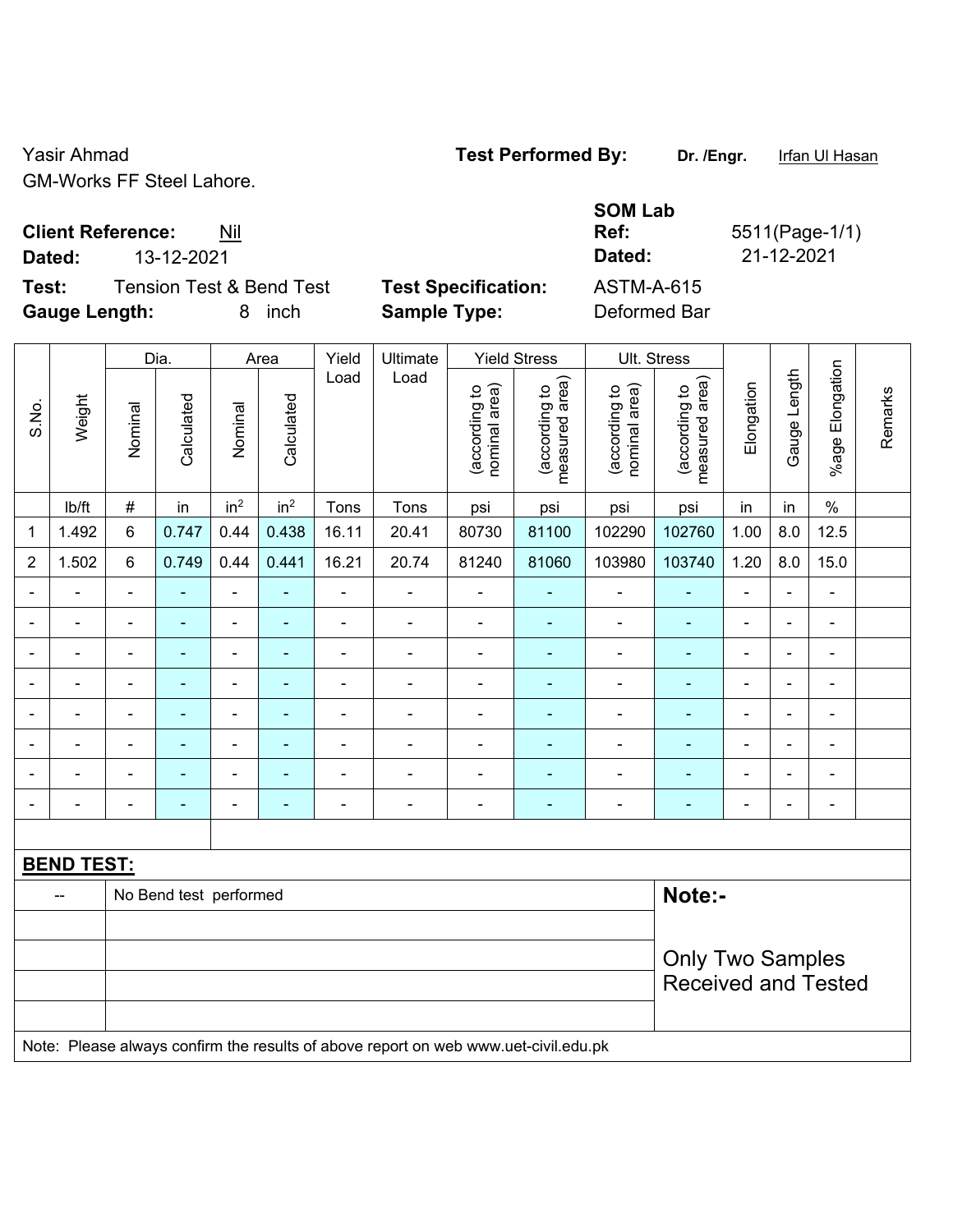Yasir Ahmad
GM-Works FF Steel Lahore.

**Test Performed By:** **Dr. /Engr.** Irfan Ul Hasan

**SOM Lab**

**Client Reference:** Nil
**Dated:** 13-12-2021

**Ref:** 5511(Page-1/1)
**Dated:** 21-12-2021

**Test:** Tension Test & Bend Test
**Gauge Length:** 8 inch

**Test Specification:** ASTM-A-615
**Sample Type:** Deformed Bar

| S.No. | Weight | Dia. | | Area | | Yield Load | Ultimate Load | Yield Stress | | Ult. Stress | | Elongation | Gauge Length | %age Elongation | Remarks |
|---|---|---|---|---|---|---|---|---|---|---|---|---|---|---|---|
| | | Nominal | Calculated | Nominal | Calculated | | | (according to nominal area) | (according to measured area) | (according to nominal area) | (according to measured area) | | | | |
| | lb/ft | # | in | in$^2$ | in$^2$ | Tons | Tons | psi | psi | psi | psi | in | in | % | |
| 1 | 1.492 | 6 | 0.747 | 0.44 | 0.438 | 16.11 | 20.41 | 80730 | 81100 | 102290 | 102760 | 1.00 | 8.0 | 12.5 | |
| 2 | 1.502 | 6 | 0.749 | 0.44 | 0.441 | 16.21 | 20.74 | 81240 | 81060 | 103980 | 103740 | 1.20 | 8.0 | 15.0 | |
| - | - | - | - | - | - | - | - | - | - | - | - | - | - | - | |
| - | - | - | - | - | - | - | - | - | - | - | - | - | - | - | |
| - | - | - | - | - | - | - | - | - | - | - | - | - | - | - | |
| - | - | - | - | - | - | - | - | - | - | - | - | - | - | - | |
| - | - | - | - | - | - | - | - | - | - | - | - | - | - | - | |
| - | - | - | - | - | - | - | - | - | - | - | - | - | - | - | |
| - | - | - | - | - | - | - | - | - | - | - | - | - | - | - | |
| - | - | - | - | - | - | - | - | - | - | - | - | - | - | - | |

**BEND TEST:**

| -- | No Bend test performed |
|---|---|

**Note:-**

Only Two Samples Received and Tested

Note: Please always confirm the results of above report on web www.uet-civil.edu.pk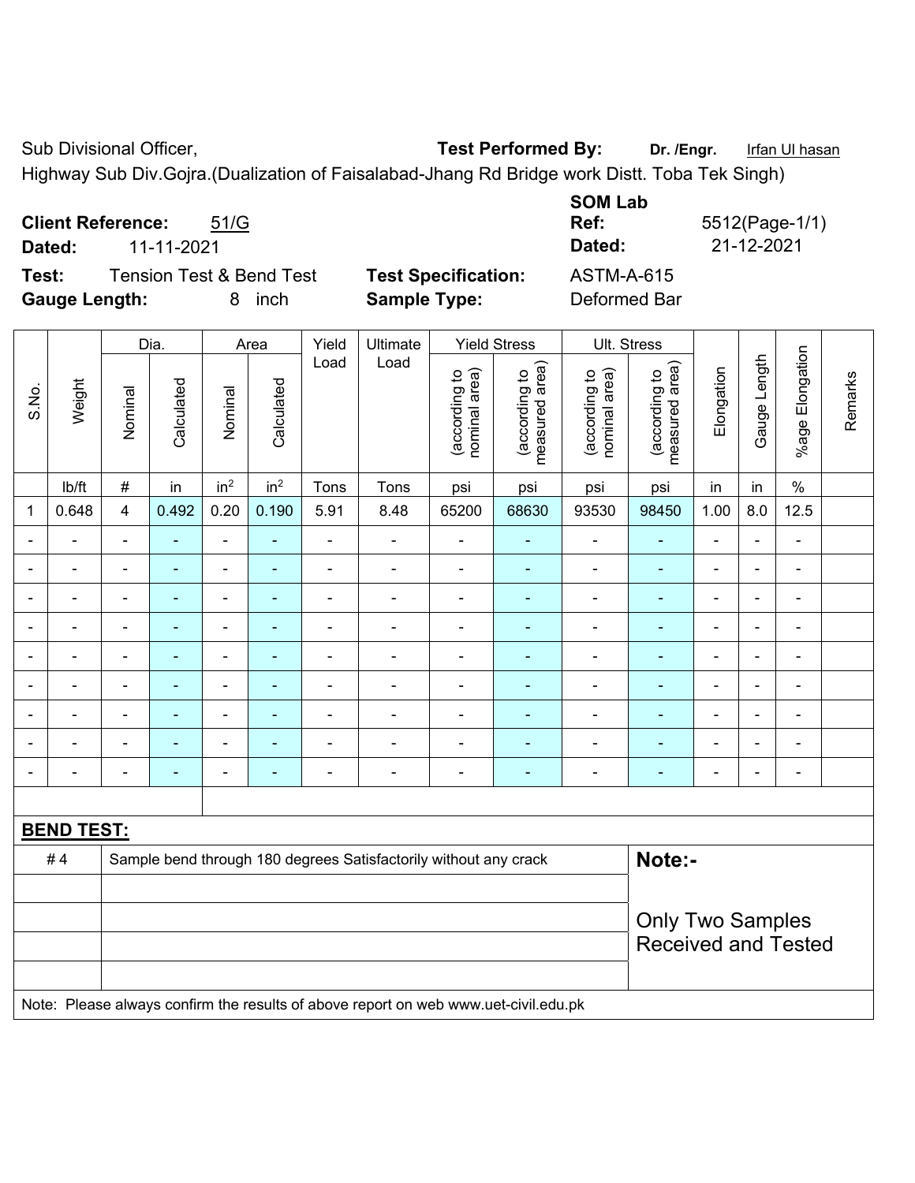Sub Divisional Officer, **Test Performed By:** **Dr. /Engr.** Irfan Ul hasan

Highway Sub Div.Gojra.(Dualization of Faisalabad-Jhang Rd Bridge work Distt. Toba Tek Singh)

**Client Reference:** 51/G  
**Dated:** 11-11-2021

**SOM Lab Ref:** 5512(Page-1/1)  
**Dated:** 21-12-2021

**Test:** Tension Test & Bend Test  
**Test Specification:** ASTM-A-615  
**Gauge Length:** 8 inch  
**Sample Type:** Deformed Bar

| S.No. | Weight | Dia. | | Area | | Yield Load | Ultimate Load | Yield Stress | | Ult. Stress | | Elongation | Gauge Length | %age Elongation | Remarks |
|---|---|---|---|---|---|---|---|---|---|---|---|---|---|---|---|
| | | Nominal | Calculated | Nominal | Calculated | | | (according to nominal area) | (according to measured area) | (according to nominal area) | (according to measured area) | | | | |
| | lb/ft | # | in | $in^2$ | $in^2$ | Tons | Tons | psi | psi | psi | psi | in | in | % | |
| 1 | 0.648 | 4 | 0.492 | 0.20 | 0.190 | 5.91 | 8.48 | 65200 | 68630 | 93530 | 98450 | 1.00 | 8.0 | 12.5 | |
| - | - | - | - | - | - | - | - | - | - | - | - | - | - | - | |
| - | - | - | - | - | - | - | - | - | - | - | - | - | - | - | |
| - | - | - | - | - | - | - | - | - | - | - | - | - | - | - | |
| - | - | - | - | - | - | - | - | - | - | - | - | - | - | - | |
| - | - | - | - | - | - | - | - | - | - | - | - | - | - | - | |
| - | - | - | - | - | - | - | - | - | - | - | - | - | - | - | |
| - | - | - | - | - | - | - | - | - | - | - | - | - | - | - | |
| - | - | - | - | - | - | - | - | - | - | - | - | - | - | - | |
| - | - | - | - | - | - | - | - | - | - | - | - | - | - | - | |

**BEND TEST:**

| | | |
|---|---|---|
| # 4 | Sample bend through 180 degrees Satisfactorily without any crack | **Note:-** Only Two Samples Received and Tested |

Note: Please always confirm the results of above report on web www.uet-civil.edu.pk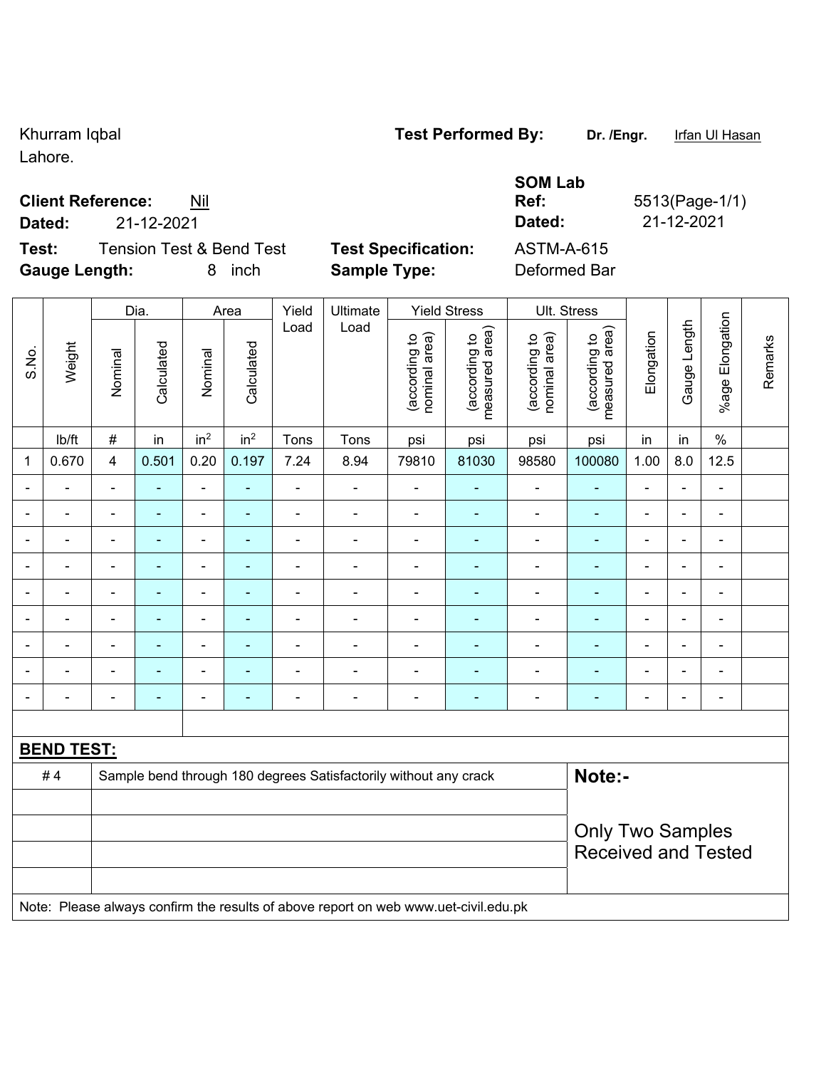Khurram Iqbal
Lahore.

**Test Performed By:** **Dr. /Engr.** Irfan Ul Hasan

**Client Reference:** Nil
**Dated:** 21-12-2021

**SOM Lab Ref:** 5513(Page-1/1)
**Dated:** 21-12-2021

**Test:** Tension Test & Bend Test
**Gauge Length:** 8 inch

**Test Specification:** ASTM-A-615
**Sample Type:** Deformed Bar

| S.No. | Weight | Dia. | | Area | | Yield Load | Ultimate Load | Yield Stress | | Ult. Stress | | Elongation | Gauge Length | %age Elongation | Remarks |
|---|---|---|---|---|---|---|---|---|---|---|---|---|---|---|---|
| | | Nominal | Calculated | Nominal | Calculated | | | (according to nominal area) | (according to measured area) | (according to nominal area) | (according to measured area) | | | | |
| | lb/ft | # | in | $in^2$ | $in^2$ | Tons | Tons | psi | psi | psi | psi | in | in | % | |
| 1 | 0.670 | 4 | 0.501 | 0.20 | 0.197 | 7.24 | 8.94 | 79810 | 81030 | 98580 | 100080 | 1.00 | 8.0 | 12.5 | |
| - | - | - | - | - | - | - | - | - | - | - | - | - | - | - | |
| - | - | - | - | - | - | - | - | - | - | - | - | - | - | - | |
| - | - | - | - | - | - | - | - | - | - | - | - | - | - | - | |
| - | - | - | - | - | - | - | - | - | - | - | - | - | - | - | |
| - | - | - | - | - | - | - | - | - | - | - | - | - | - | - | |
| - | - | - | - | - | - | - | - | - | - | - | - | - | - | - | |
| - | - | - | - | - | - | - | - | - | - | - | - | - | - | - | |
| - | - | - | - | - | - | - | - | - | - | - | - | - | - | - | |
| - | - | - | - | - | - | - | - | - | - | - | - | - | - | - | |

**BEND TEST:**

| | | |
|---|---|---|
| # 4 | Sample bend through 180 degrees Satisfactorily without any crack | **Note:-** Only Two Samples Received and Tested |

Note: Please always confirm the results of above report on web www.uet-civil.edu.pk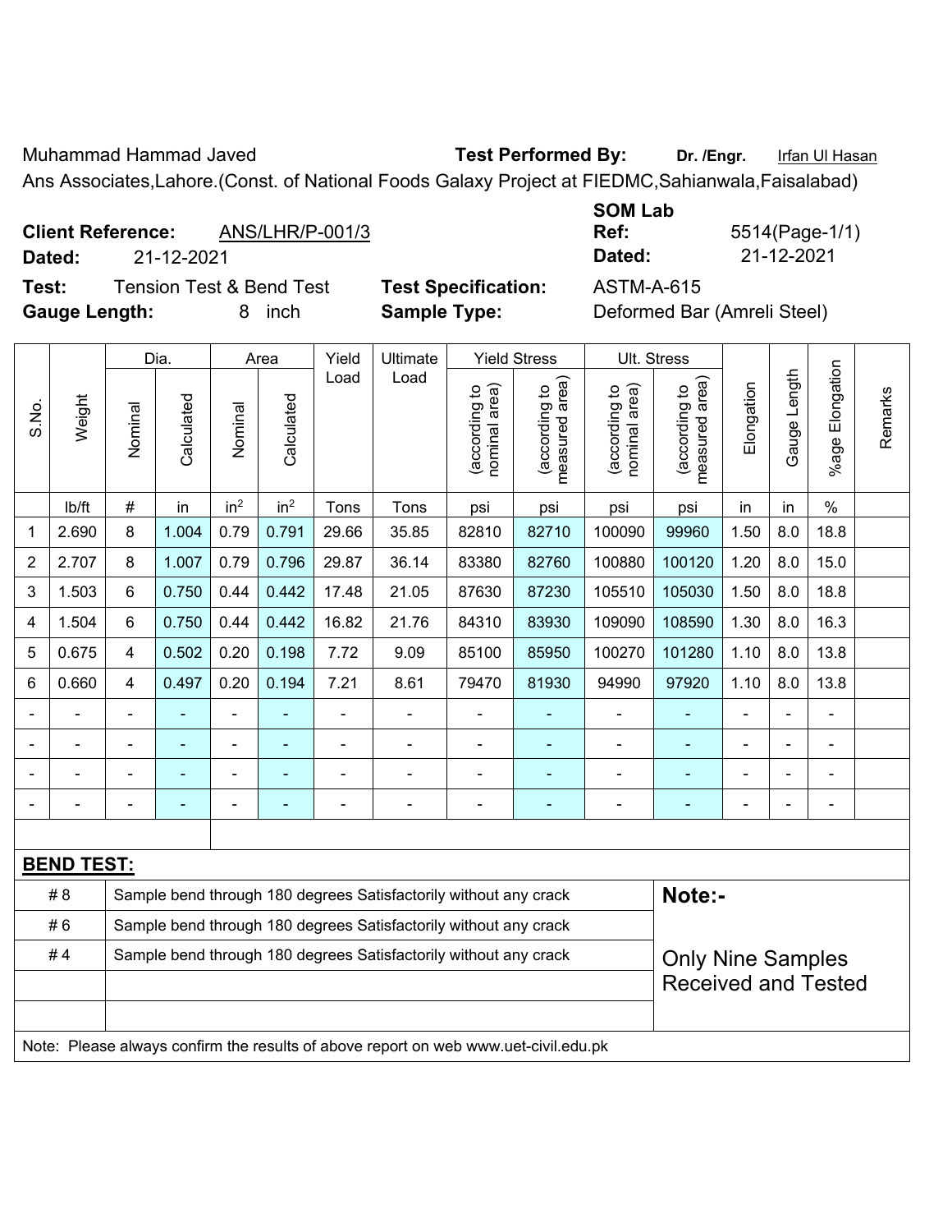Muhammad Hammad Javed **Test Performed By:** **Dr. /Engr.** Irfan Ul Hasan

Ans Associates,Lahore.(Const. of National Foods Galaxy Project at FIEDMC,Sahianwala,Faisalabad)

**Client Reference:** ANS/LHR/P-001/3
**Dated:** 21-12-2021

**SOM Lab Ref:** 5514(Page-1/1)
**Dated:** 21-12-2021

**Test:** Tension Test & Bend Test **Test Specification:** ASTM-A-615
**Gauge Length:** 8 inch **Sample Type:** Deformed Bar (Amreli Steel)

| S.No. | Weight | Dia. | | Area | | Yield Load | Ultimate Load | Yield Stress | | Ult. Stress | | Elongation | Gauge Length | %age Elongation | Remarks |
|---|---|---|---|---|---|---|---|---|---|---|---|---|---|---|---|
| | | Nominal | Calculated | Nominal | Calculated | | | (according to nominal area) | (according to measured area) | (according to nominal area) | (according to measured area) | | | | |
| | lb/ft | # | in | in² | in² | Tons | Tons | psi | psi | psi | psi | in | in | % | |
| 1 | 2.690 | 8 | 1.004 | 0.79 | 0.791 | 29.66 | 35.85 | 82810 | 82710 | 100090 | 99960 | 1.50 | 8.0 | 18.8 | |
| 2 | 2.707 | 8 | 1.007 | 0.79 | 0.796 | 29.87 | 36.14 | 83380 | 82760 | 100880 | 100120 | 1.20 | 8.0 | 15.0 | |
| 3 | 1.503 | 6 | 0.750 | 0.44 | 0.442 | 17.48 | 21.05 | 87630 | 87230 | 105510 | 105030 | 1.50 | 8.0 | 18.8 | |
| 4 | 1.504 | 6 | 0.750 | 0.44 | 0.442 | 16.82 | 21.76 | 84310 | 83930 | 109090 | 108590 | 1.30 | 8.0 | 16.3 | |
| 5 | 0.675 | 4 | 0.502 | 0.20 | 0.198 | 7.72 | 9.09 | 85100 | 85950 | 100270 | 101280 | 1.10 | 8.0 | 13.8 | |
| 6 | 0.660 | 4 | 0.497 | 0.20 | 0.194 | 7.21 | 8.61 | 79470 | 81930 | 94990 | 97920 | 1.10 | 8.0 | 13.8 | |
| - | - | - | - | - | - | - | - | - | - | - | - | - | - | - | |
| - | - | - | - | - | - | - | - | - | - | - | - | - | - | - | |
| - | - | - | - | - | - | - | - | - | - | - | - | - | - | - | |
| - | - | - | - | - | - | - | - | - | - | - | - | - | - | - | |

**BEND TEST:**

| | | |
|---|---|---|
| # 8 | Sample bend through 180 degrees Satisfactorily without any crack | **Note:-** |
| # 6 | Sample bend through 180 degrees Satisfactorily without any crack | |
| # 4 | Sample bend through 180 degrees Satisfactorily without any crack | Only Nine Samples Received and Tested |

Note: Please always confirm the results of above report on web www.uet-civil.edu.pk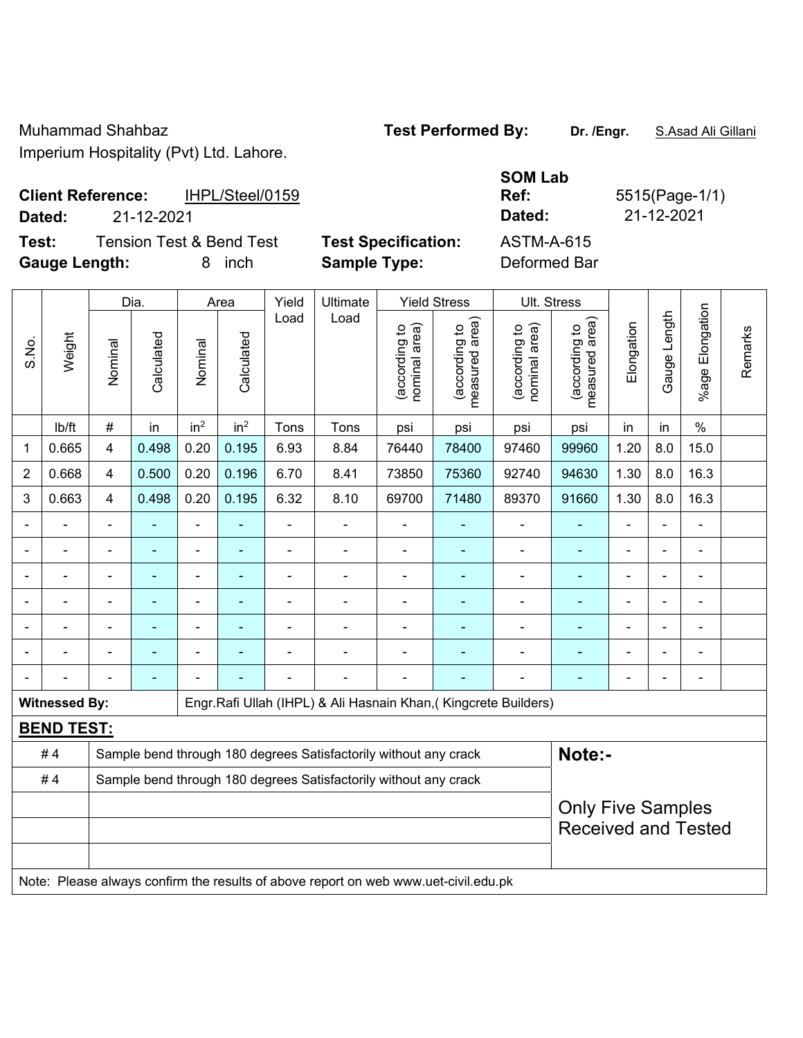Muhammad Shahbaz
Imperium Hospitality (Pvt) Ltd. Lahore.

**Test Performed By:** **Dr. /Engr.** S.Asad Ali Gillani

**Client Reference:** IHPL/Steel/0159
**Dated:** 21-12-2021

**SOM Lab Ref:** 5515(Page-1/1)
**Dated:** 21-12-2021

**Test:** Tension Test & Bend Test
**Gauge Length:** 8 inch

**Test Specification:** ASTM-A-615
**Sample Type:** Deformed Bar

| S.No. | Weight | Dia. | | Area | | Yield Load | Ultimate Load | Yield Stress | | Ult. Stress | | Elongation | Gauge Length | %age Elongation | Remarks |
|---|---|---|---|---|---|---|---|---|---|---|---|---|---|---|---|
| | | Nominal | Calculated | Nominal | Calculated | | | (according to nominal area) | (according to measured area) | (according to nominal area) | (according to measured area) | | | | |
| | lb/ft | # | in | in$^2$ | in$^2$ | Tons | Tons | psi | psi | psi | psi | in | in | % | |
| 1 | 0.665 | 4 | 0.498 | 0.20 | 0.195 | 6.93 | 8.84 | 76440 | 78400 | 97460 | 99960 | 1.20 | 8.0 | 15.0 | |
| 2 | 0.668 | 4 | 0.500 | 0.20 | 0.196 | 6.70 | 8.41 | 73850 | 75360 | 92740 | 94630 | 1.30 | 8.0 | 16.3 | |
| 3 | 0.663 | 4 | 0.498 | 0.20 | 0.195 | 6.32 | 8.10 | 69700 | 71480 | 89370 | 91660 | 1.30 | 8.0 | 16.3 | |
| - | - | - | - | - | - | - | - | - | - | - | - | - | - | - | |
| - | - | - | - | - | - | - | - | - | - | - | - | - | - | - | |
| - | - | - | - | - | - | - | - | - | - | - | - | - | - | - | |
| - | - | - | - | - | - | - | - | - | - | - | - | - | - | - | |
| - | - | - | - | - | - | - | - | - | - | - | - | - | - | - | |
| - | - | - | - | - | - | - | - | - | - | - | - | - | - | - | |
| - | - | - | - | - | - | - | - | - | - | - | - | - | - | - | |

**Witnessed By:** Engr.Rafi Ullah (IHPL) & Ali Hasnain Khan,( Kingcrete Builders)

**BEND TEST:**

| | |
|---|---|
| # 4 | Sample bend through 180 degrees Satisfactorily without any crack |
| # 4 | Sample bend through 180 degrees Satisfactorily without any crack |

**Note:-**

Only Five Samples Received and Tested

Note: Please always confirm the results of above report on web www.uet-civil.edu.pk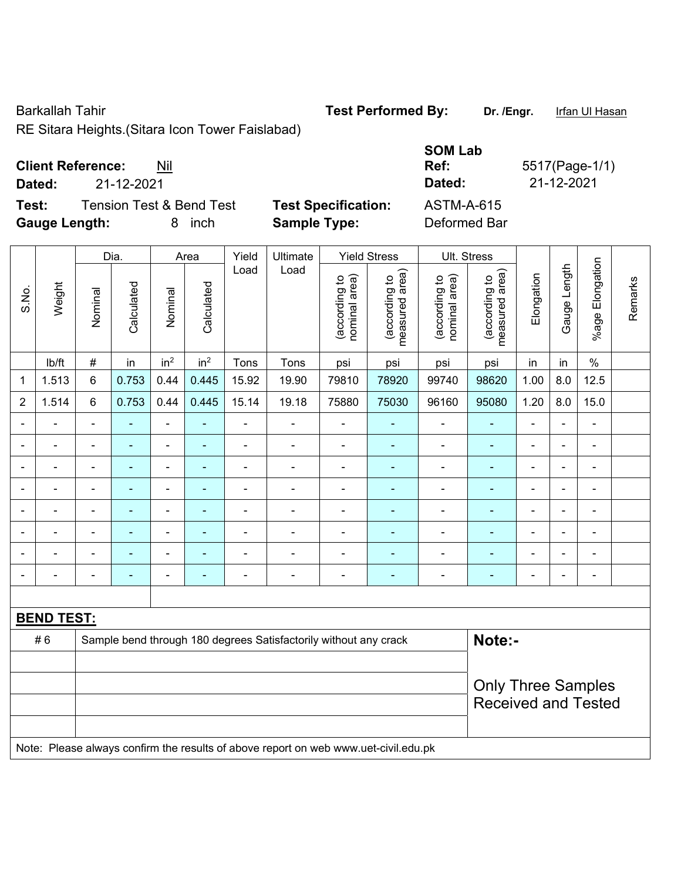Barkallah Tahir

RE Sitara Heights.(Sitara Icon Tower Faislabad)

**Test Performed By:** **Dr. /Engr.** Irfan Ul Hasan

**SOM Lab**

**Client Reference:** Nil

**Dated:** 21-12-2021

**Ref:** 5517(Page-1/1)

**Dated:** 21-12-2021

**Test:** Tension Test & Bend Test

**Gauge Length:** 8 inch

**Test Specification:** ASTM-A-615

**Sample Type:** Deformed Bar

| S.No. | Weight | Dia. | | Area | | Yield Load | Ultimate Load | Yield Stress | | Ult. Stress | | Elongation | Gauge Length | %age Elongation | Remarks |
|---|---|---|---|---|---|---|---|---|---|---|---|---|---|---|---|
| | | Nominal | Calculated | Nominal | Calculated | | | (according to nominal area) | (according to measured area) | (according to nominal area) | (according to measured area) | | | | |
| | lb/ft | # | in | $in^2$ | $in^2$ | Tons | Tons | psi | psi | psi | psi | in | in | % | |
| 1 | 1.513 | 6 | 0.753 | 0.44 | 0.445 | 15.92 | 19.90 | 79810 | 78920 | 99740 | 98620 | 1.00 | 8.0 | 12.5 | |
| 2 | 1.514 | 6 | 0.753 | 0.44 | 0.445 | 15.14 | 19.18 | 75880 | 75030 | 96160 | 95080 | 1.20 | 8.0 | 15.0 | |
| - | - | - | - | - | - | - | - | - | - | - | - | - | - | - | |
| - | - | - | - | - | - | - | - | - | - | - | - | - | - | - | |
| - | - | - | - | - | - | - | - | - | - | - | - | - | - | - | |
| - | - | - | - | - | - | - | - | - | - | - | - | - | - | - | |
| - | - | - | - | - | - | - | - | - | - | - | - | - | - | - | |
| - | - | - | - | - | - | - | - | - | - | - | - | - | - | - | |
| - | - | - | - | - | - | - | - | - | - | - | - | - | - | - | |
| - | - | - | - | - | - | - | - | - | - | - | - | - | - | - | |

**BEND TEST:**

| | | |
|---|---|---|
| # 6 | Sample bend through 180 degrees Satisfactorily without any crack | **Note:-** |
| | | |
| | | Only Three Samples Received and Tested |
| | | |
| | | |

Note: Please always confirm the results of above report on web www.uet-civil.edu.pk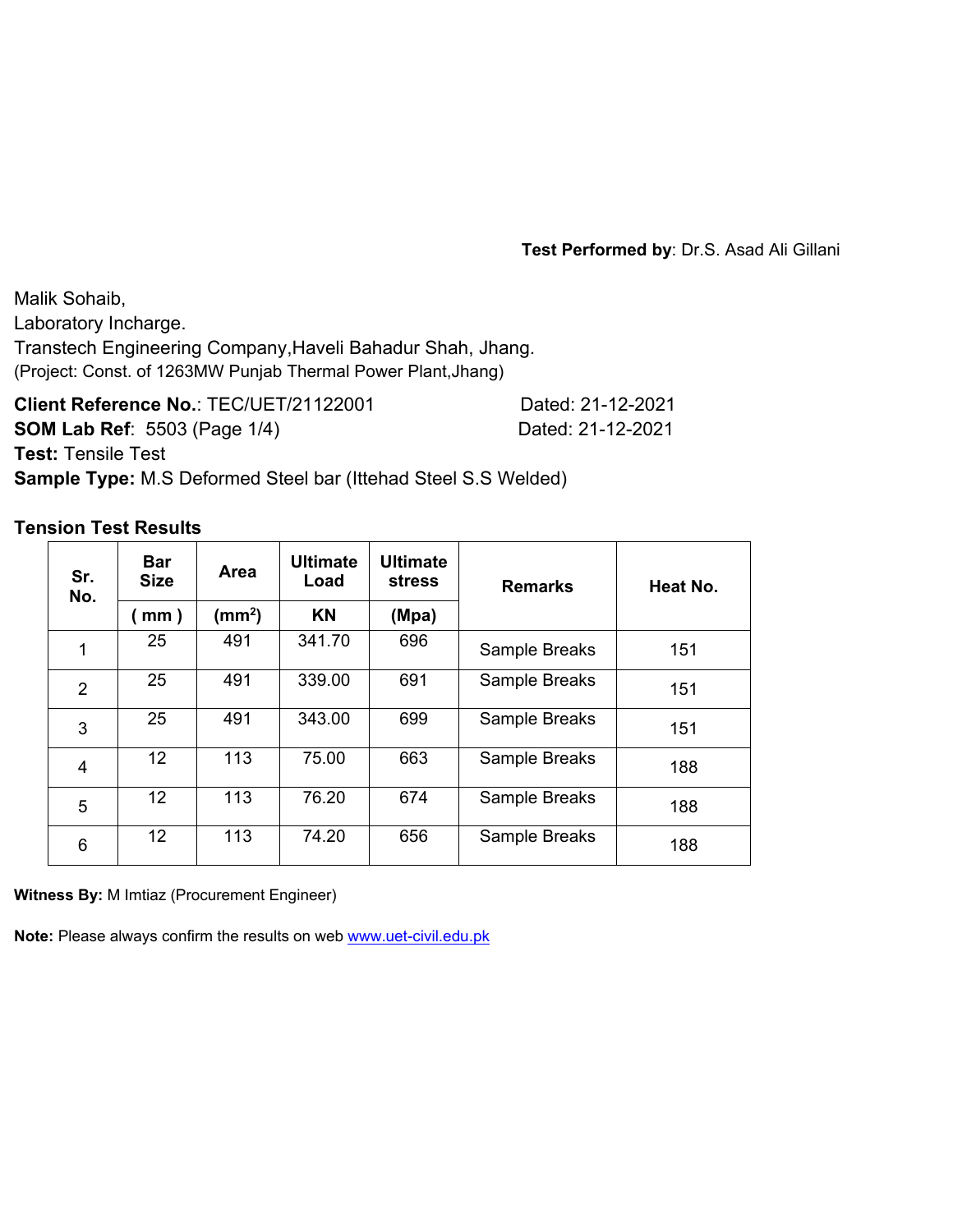**Test Performed by**: Dr.S. Asad Ali Gillani

Malik Sohaib,
Laboratory Incharge.
Transtech Engineering Company,Haveli Bahadur Shah, Jhang.
(Project: Const. of 1263MW Punjab Thermal Power Plant,Jhang)

**Client Reference No.**: TEC/UET/21122001 Dated: 21-12-2021
**SOM Lab Ref**: 5503 (Page 1/4) Dated: 21-12-2021
**Test:** Tensile Test
**Sample Type:** M.S Deformed Steel bar (Ittehad Steel S.S Welded)

**Tension Test Results**

| Sr. No. | Bar Size | Area | Ultimate Load | Ultimate stress | Remarks | Heat No. |
|---|---|---|---|---|---|---|
| | ( mm ) | ($mm^2$) | KN | (Mpa) | | |
| 1 | 25 | 491 | 341.70 | 696 | Sample Breaks | 151 |
| 2 | 25 | 491 | 339.00 | 691 | Sample Breaks | 151 |
| 3 | 25 | 491 | 343.00 | 699 | Sample Breaks | 151 |
| 4 | 12 | 113 | 75.00 | 663 | Sample Breaks | 188 |
| 5 | 12 | 113 | 76.20 | 674 | Sample Breaks | 188 |
| 6 | 12 | 113 | 74.20 | 656 | Sample Breaks | 188 |

**Witness By:** M Imtiaz (Procurement Engineer)

**Note:** Please always confirm the results on web www.uet-civil.edu.pk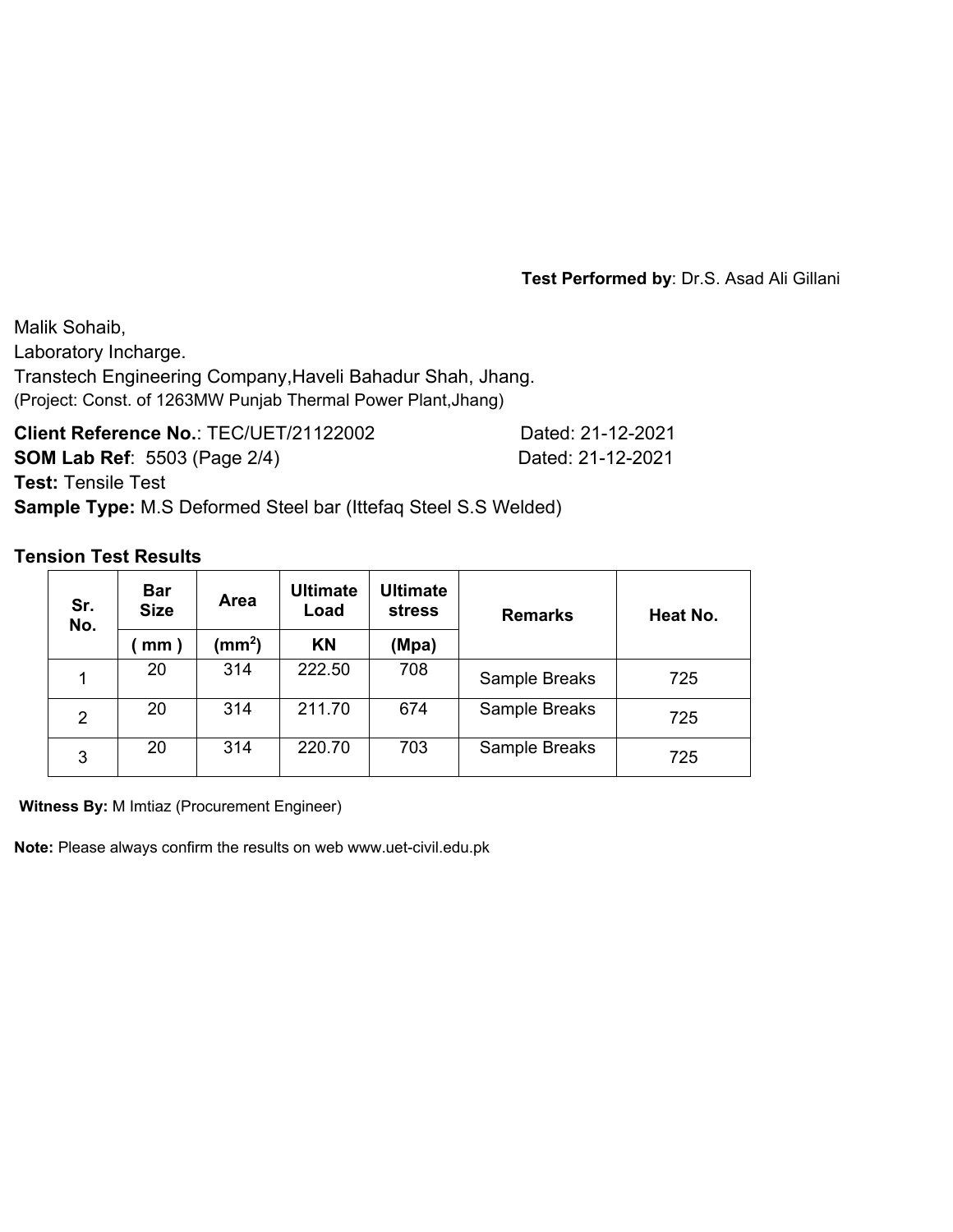**Test Performed by**: Dr.S. Asad Ali Gillani

Malik Sohaib,
Laboratory Incharge.
Transtech Engineering Company,Haveli Bahadur Shah, Jhang.
(Project: Const. of 1263MW Punjab Thermal Power Plant,Jhang)

**Client Reference No.**: TEC/UET/21122002 Dated: 21-12-2021
**SOM Lab Ref**: 5503 (Page 2/4) Dated: 21-12-2021
**Test:** Tensile Test
**Sample Type:** M.S Deformed Steel bar (Ittefaq Steel S.S Welded)

**Tension Test Results**

| Sr. No. | Bar Size | Area | Ultimate Load | Ultimate stress | Remarks | Heat No. |
|---|---|---|---|---|---|---|
| | ( mm ) | ($mm^2$) | KN | (Mpa) | | |
| 1 | 20 | 314 | 222.50 | 708 | Sample Breaks | 725 |
| 2 | 20 | 314 | 211.70 | 674 | Sample Breaks | 725 |
| 3 | 20 | 314 | 220.70 | 703 | Sample Breaks | 725 |

**Witness By:** M Imtiaz (Procurement Engineer)

**Note:** Please always confirm the results on web www.uet-civil.edu.pk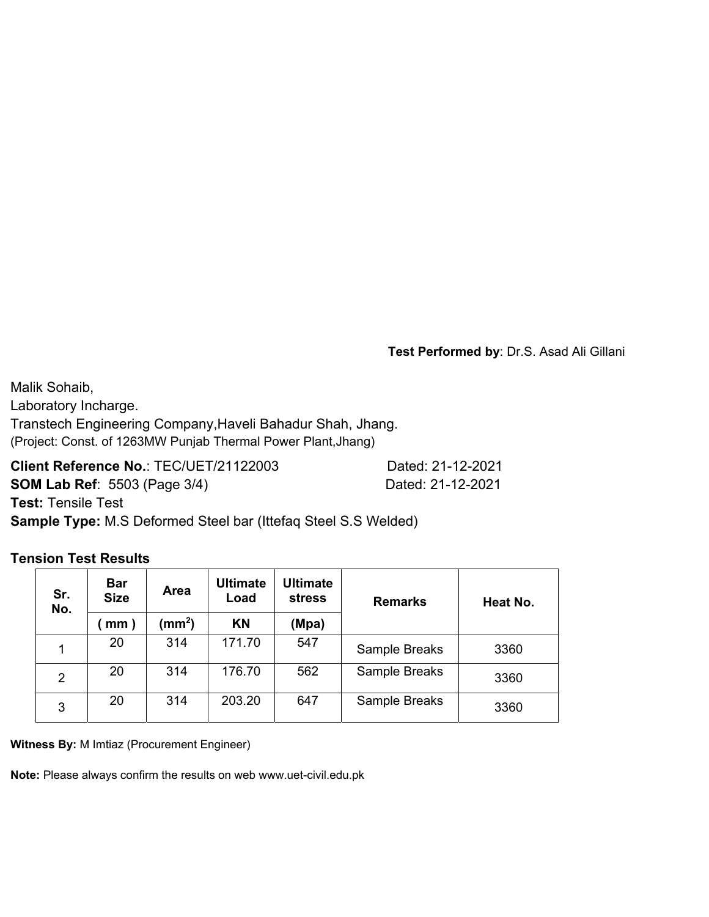**Test Performed by**: Dr.S. Asad Ali Gillani

Malik Sohaib,
Laboratory Incharge.
Transtech Engineering Company,Haveli Bahadur Shah, Jhang.
(Project: Const. of 1263MW Punjab Thermal Power Plant,Jhang)

**Client Reference No.**: TEC/UET/21122003 Dated: 21-12-2021
**SOM Lab Ref**: 5503 (Page 3/4) Dated: 21-12-2021
**Test:** Tensile Test
**Sample Type:** M.S Deformed Steel bar (Ittefaq Steel S.S Welded)

**Tension Test Results**

| Sr. No. | Bar Size | Area | Ultimate Load | Ultimate stress | Remarks | Heat No. |
|---|---|---|---|---|---|---|
| | ( mm ) | ($mm^2$) | KN | (Mpa) | | |
| 1 | 20 | 314 | 171.70 | 547 | Sample Breaks | 3360 |
| 2 | 20 | 314 | 176.70 | 562 | Sample Breaks | 3360 |
| 3 | 20 | 314 | 203.20 | 647 | Sample Breaks | 3360 |

**Witness By:** M Imtiaz (Procurement Engineer)

**Note:** Please always confirm the results on web www.uet-civil.edu.pk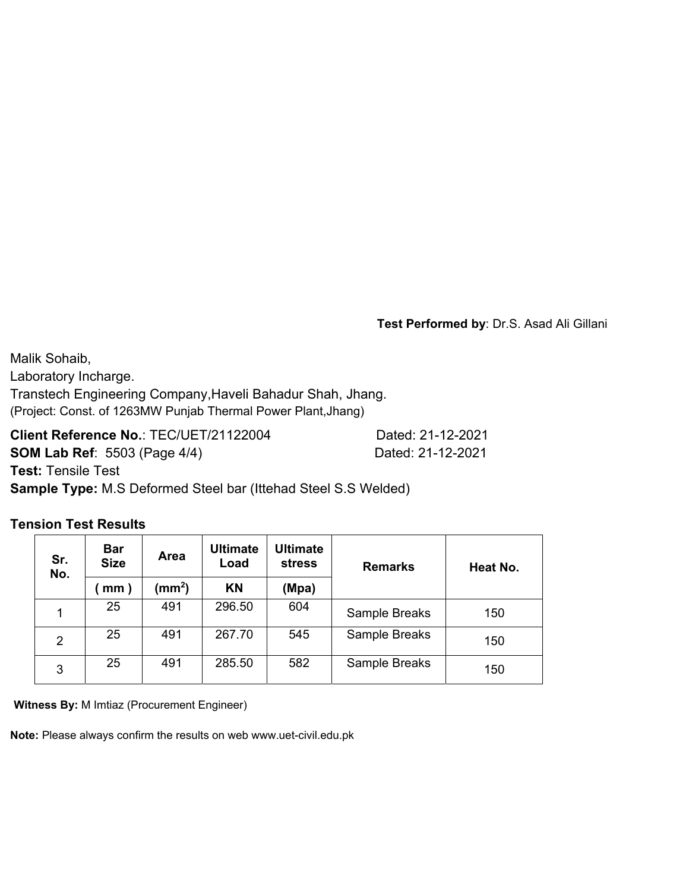**Test Performed by**: Dr.S. Asad Ali Gillani

Malik Sohaib,
Laboratory Incharge.
Transtech Engineering Company,Haveli Bahadur Shah, Jhang.
(Project: Const. of 1263MW Punjab Thermal Power Plant,Jhang)

**Client Reference No.**: TEC/UET/21122004 Dated: 21-12-2021
**SOM Lab Ref**: 5503 (Page 4/4) Dated: 21-12-2021
**Test:** Tensile Test
**Sample Type:** M.S Deformed Steel bar (Ittehad Steel S.S Welded)

**Tension Test Results**

| Sr. No. | Bar Size | Area | Ultimate Load | Ultimate stress | Remarks | Heat No. |
|---|---|---|---|---|---|---|
| | ( mm ) | ($mm^2$) | KN | (Mpa) | | |
| 1 | 25 | 491 | 296.50 | 604 | Sample Breaks | 150 |
| 2 | 25 | 491 | 267.70 | 545 | Sample Breaks | 150 |
| 3 | 25 | 491 | 285.50 | 582 | Sample Breaks | 150 |

**Witness By:** M Imtiaz (Procurement Engineer)

**Note:** Please always confirm the results on web www.uet-civil.edu.pk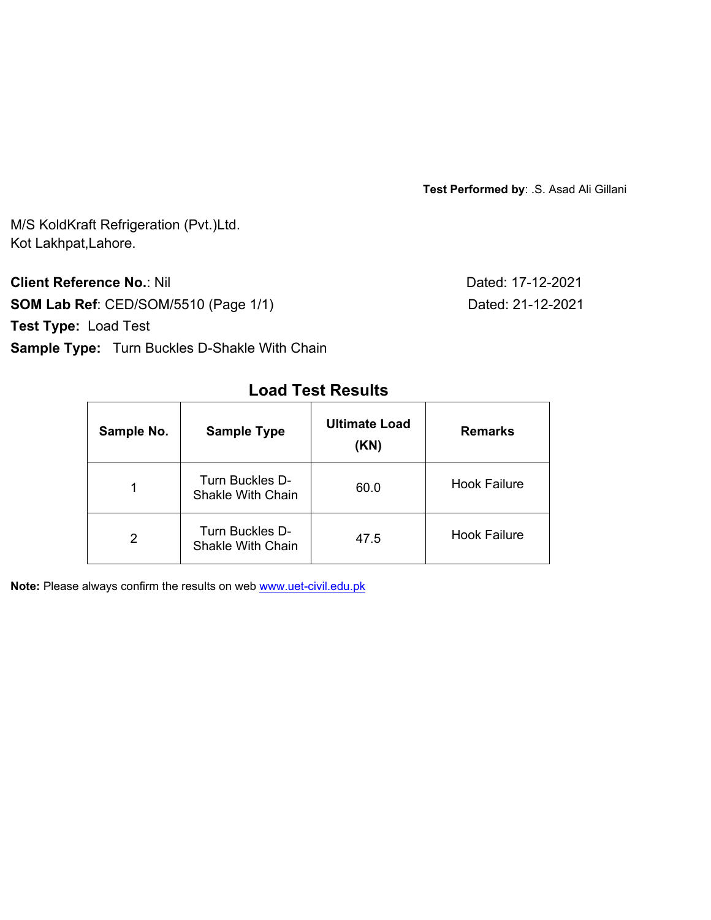**Test Performed by**: .S. Asad Ali Gillani

M/S KoldKraft Refrigeration (Pvt.)Ltd.
Kot Lakhpat,Lahore.

**Client Reference No.**: Nil — Dated: 17-12-2021

**SOM Lab Ref**: CED/SOM/5510 (Page 1/1) — Dated: 21-12-2021

**Test Type:** Load Test

**Sample Type:** Turn Buckles D-Shakle With Chain

## Load Test Results

| Sample No. | Sample Type | Ultimate Load (KN) | Remarks |
|---|---|---|---|
| 1 | Turn Buckles D-Shakle With Chain | 60.0 | Hook Failure |
| 2 | Turn Buckles D-Shakle With Chain | 47.5 | Hook Failure |

**Note:** Please always confirm the results on web www.uet-civil.edu.pk